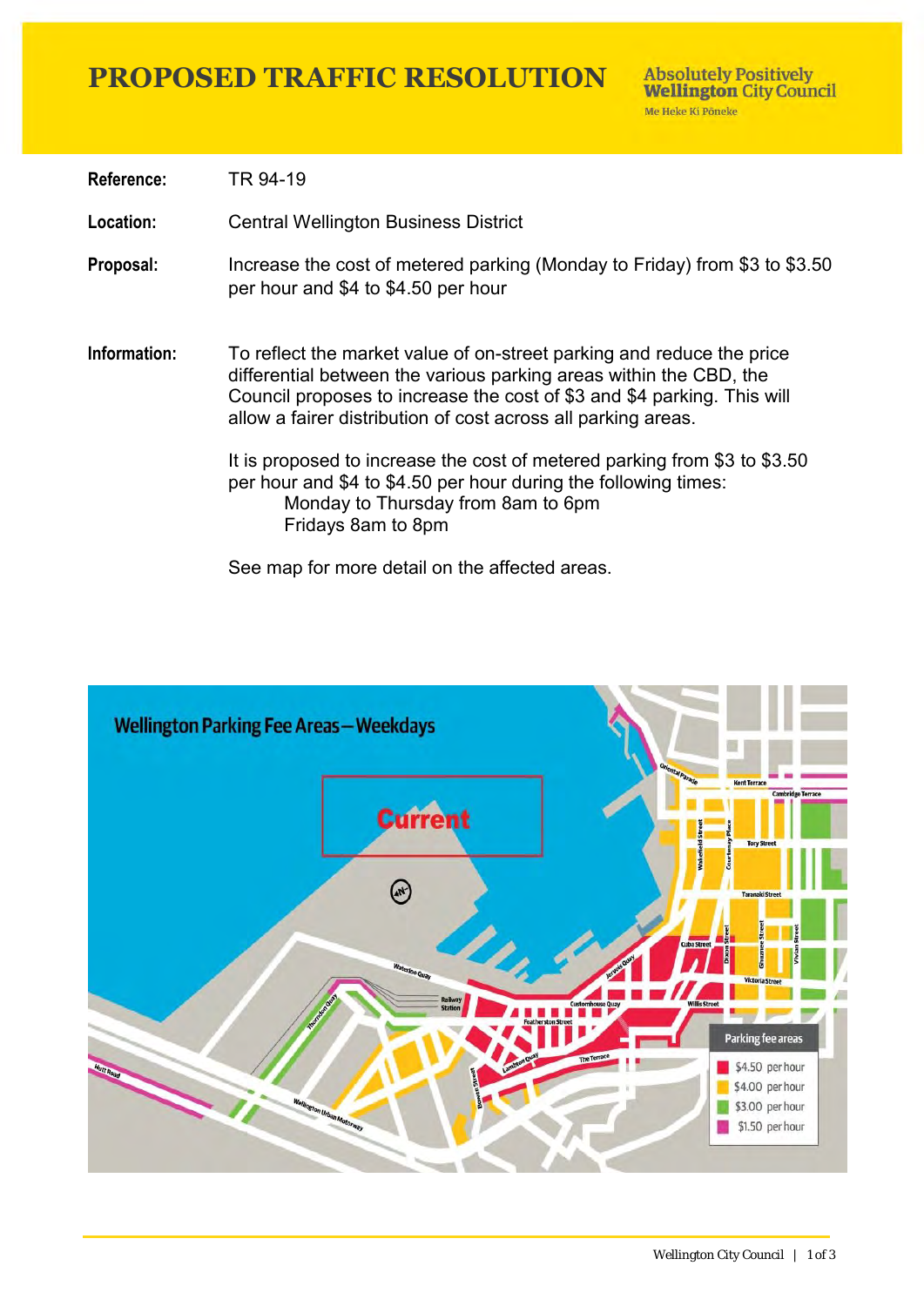# PROPOSED TRAFFIC RESOLUTION

**Absolutely Positively Wellington City Council**
Me Heke Ki Pōneke

**Reference:** TR 94-19

**Location:** Central Wellington Business District

**Proposal:** Increase the cost of metered parking (Monday to Friday) from $3 to $3.50 per hour and $4 to $4.50 per hour

**Information:** To reflect the market value of on-street parking and reduce the price differential between the various parking areas within the CBD, the Council proposes to increase the cost of $3 and $4 parking. This will allow a fairer distribution of cost across all parking areas.

It is proposed to increase the cost of metered parking from $3 to $3.50 per hour and $4 to $4.50 per hour during the following times:

Monday to Thursday from 8am to 6pm
Fridays 8am to 8pm

See map for more detail on the affected areas.

**Wellington Parking Fee Areas – Weekdays**

**Current**

Parking fee areas

- $4.50 per hour
- $4.00 per hour
- $3.00 per hour
- $1.50 per hour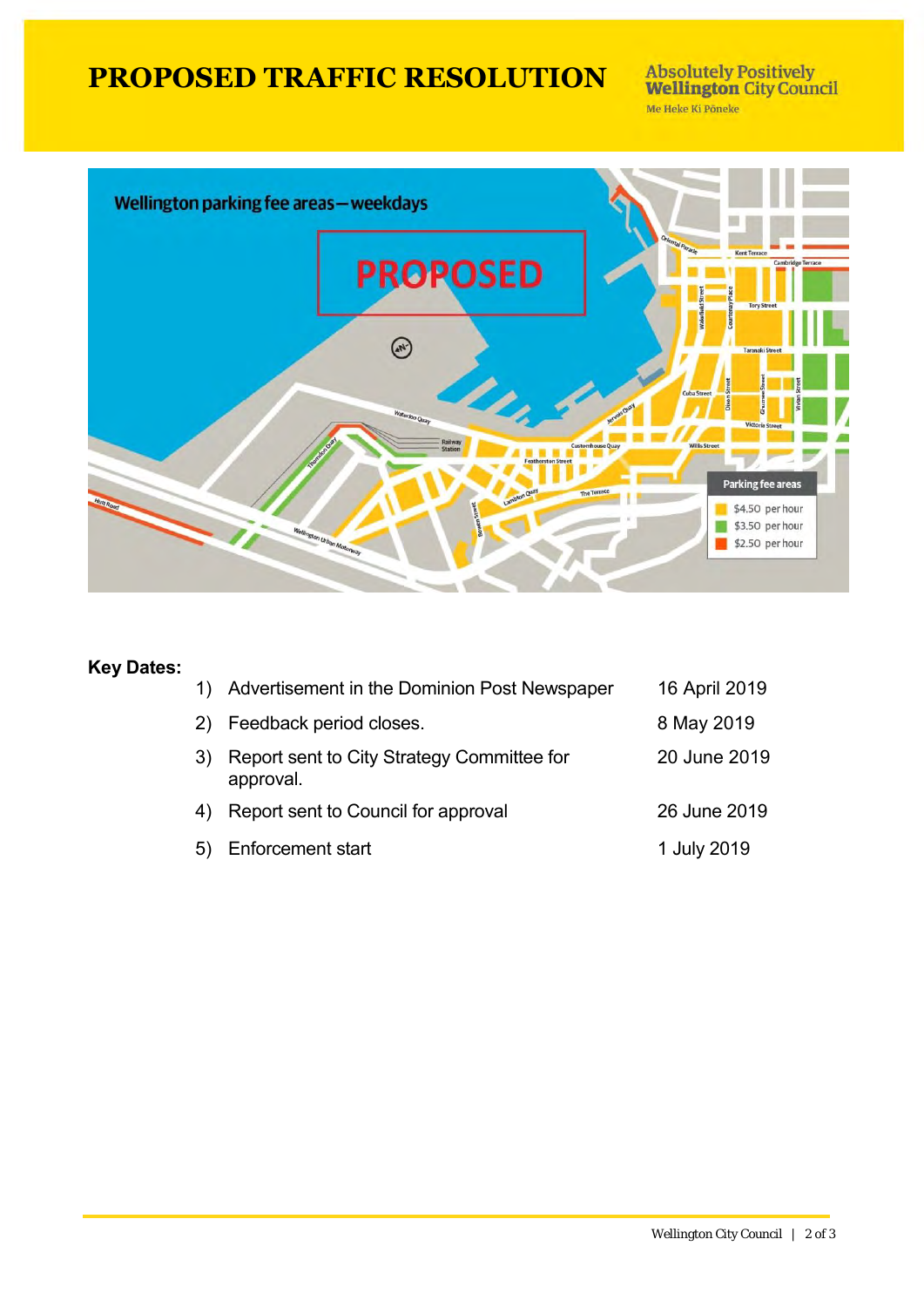# PROPOSED TRAFFIC RESOLUTION

Absolutely Positively **Wellington** City Council
Me Heke Ki Pōneke

Wellington parking fee areas—weekdays

PROPOSED

Parking fee areas
- $4.50 per hour
- $3.50 per hour
- $2.50 per hour

**Key Dates:**

| | | |
|---|---|---|
| 1) | Advertisement in the Dominion Post Newspaper | 16 April 2019 |
| 2) | Feedback period closes. | 8 May 2019 |
| 3) | Report sent to City Strategy Committee for approval. | 20 June 2019 |
| 4) | Report sent to Council for approval | 26 June 2019 |
| 5) | Enforcement start | 1 July 2019 |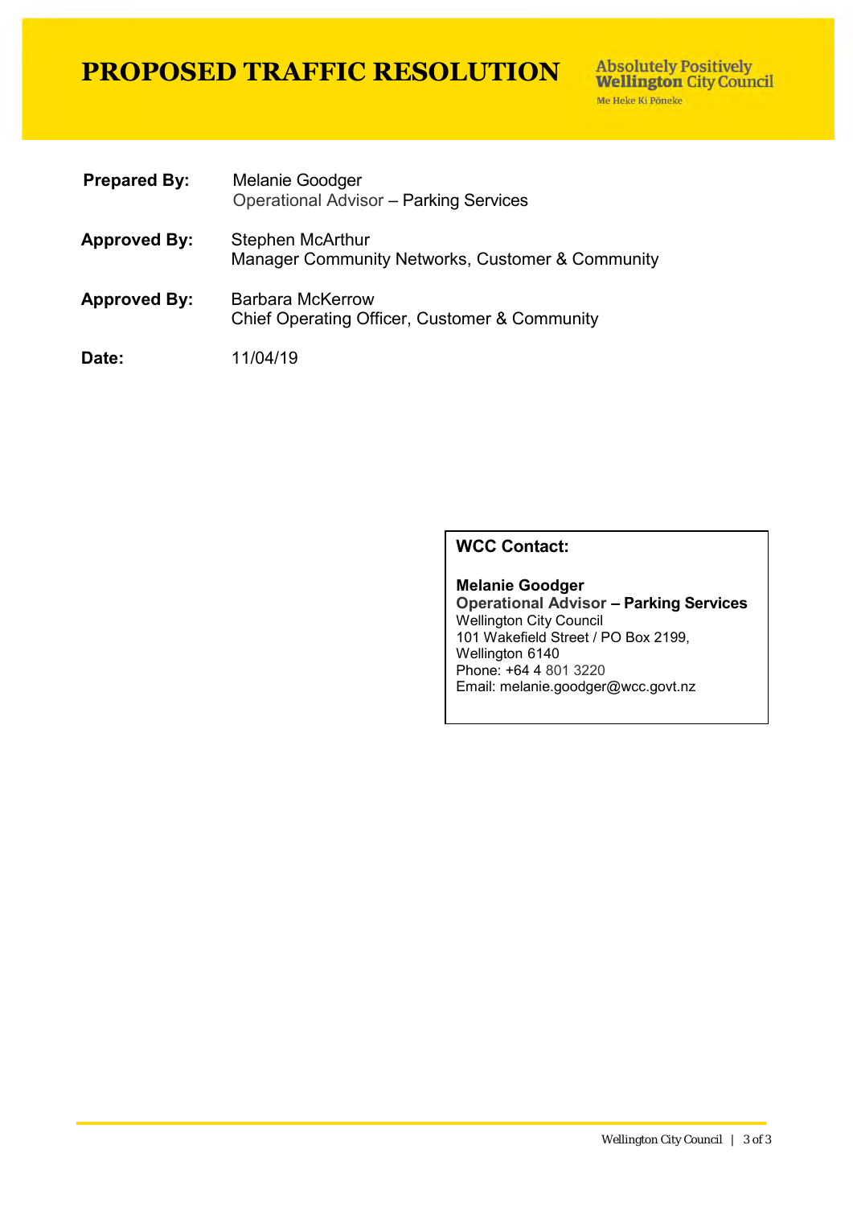# PROPOSED TRAFFIC RESOLUTION

Absolutely Positively **Wellington** City Council
Me Heke Ki Pōneke

**Prepared By:** Melanie Goodger
Operational Advisor – Parking Services

**Approved By:** Stephen McArthur
Manager Community Networks, Customer & Community

**Approved By:** Barbara McKerrow
Chief Operating Officer, Customer & Community

**Date:** 11/04/19

**WCC Contact:**

**Melanie Goodger**
**Operational Advisor – Parking Services**
Wellington City Council
101 Wakefield Street / PO Box 2199,
Wellington 6140
Phone: +64 4 801 3220
Email: melanie.goodger@wcc.govt.nz